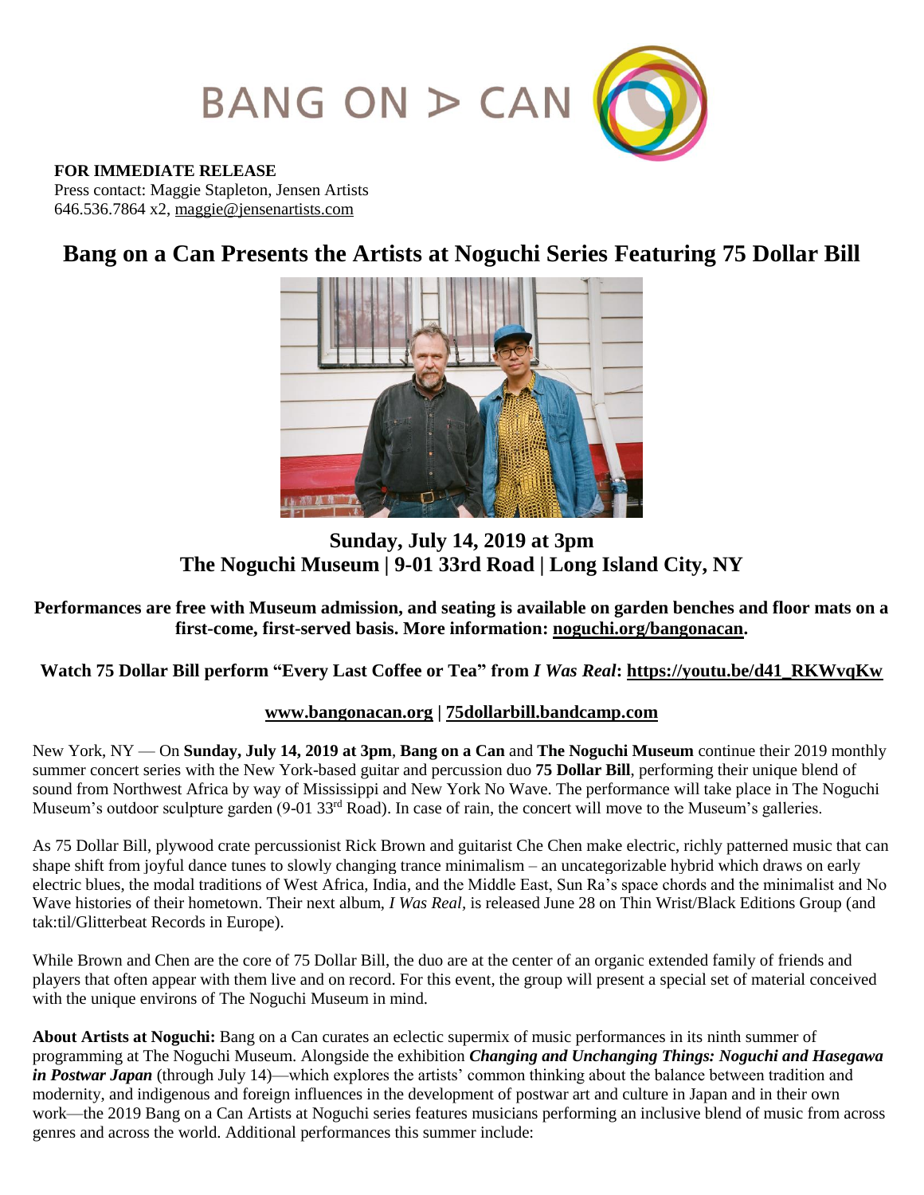BANG ON A CAN

**FOR IMMEDIATE RELEASE**
Press contact: Maggie Stapleton, Jensen Artists
646.536.7864 x2, maggie@jensenartists.com

# Bang on a Can Presents the Artists at Noguchi Series Featuring 75 Dollar Bill

## Sunday, July 14, 2019 at 3pm
## The Noguchi Museum | 9-01 33rd Road | Long Island City, NY

**Performances are free with Museum admission, and seating is available on garden benches and floor mats on a first-come, first-served basis. More information: noguchi.org/bangonacan.**

**Watch 75 Dollar Bill perform "Every Last Coffee or Tea" from *I Was Real*: https://youtu.be/d41_RKWvqKw**

**www.bangonacan.org | 75dollarbill.bandcamp.com**

New York, NY — On **Sunday, July 14, 2019 at 3pm**, **Bang on a Can** and **The Noguchi Museum** continue their 2019 monthly summer concert series with the New York-based guitar and percussion duo **75 Dollar Bill**, performing their unique blend of sound from Northwest Africa by way of Mississippi and New York No Wave. The performance will take place in The Noguchi Museum's outdoor sculpture garden (9-01 33rd Road). In case of rain, the concert will move to the Museum's galleries.

As 75 Dollar Bill, plywood crate percussionist Rick Brown and guitarist Che Chen make electric, richly patterned music that can shape shift from joyful dance tunes to slowly changing trance minimalism – an uncategorizable hybrid which draws on early electric blues, the modal traditions of West Africa, India, and the Middle East, Sun Ra's space chords and the minimalist and No Wave histories of their hometown. Their next album, *I Was Real,* is released June 28 on Thin Wrist/Black Editions Group (and tak:til/Glitterbeat Records in Europe).

While Brown and Chen are the core of 75 Dollar Bill, the duo are at the center of an organic extended family of friends and players that often appear with them live and on record. For this event, the group will present a special set of material conceived with the unique environs of The Noguchi Museum in mind.

**About Artists at Noguchi:** Bang on a Can curates an eclectic supermix of music performances in its ninth summer of programming at The Noguchi Museum. Alongside the exhibition ***Changing and Unchanging Things: Noguchi and Hasegawa in Postwar Japan*** (through July 14)—which explores the artists' common thinking about the balance between tradition and modernity, and indigenous and foreign influences in the development of postwar art and culture in Japan and in their own work—the 2019 Bang on a Can Artists at Noguchi series features musicians performing an inclusive blend of music from across genres and across the world. Additional performances this summer include: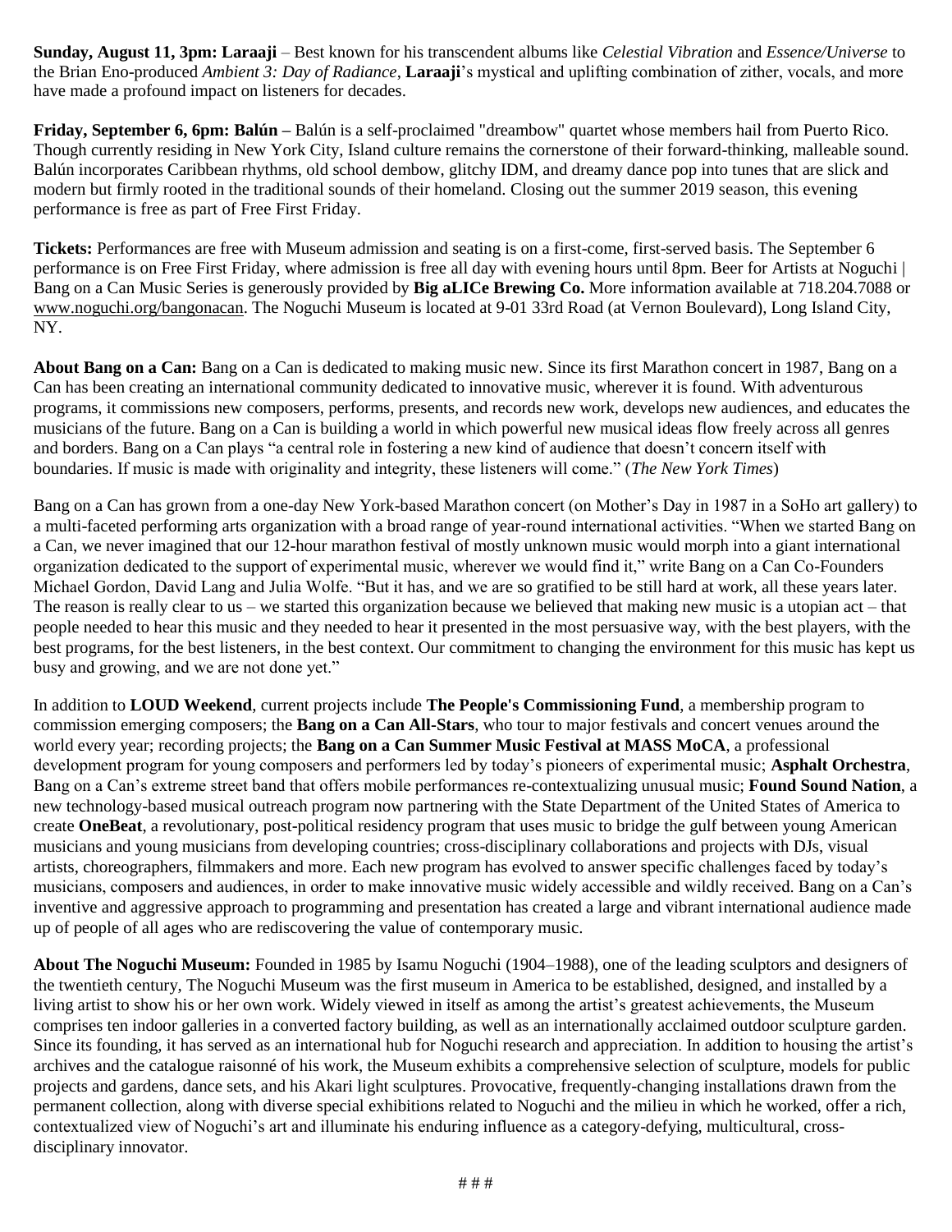**Sunday, August 11, 3pm: Laraaji** – Best known for his transcendent albums like *Celestial Vibration* and *Essence/Universe* to the Brian Eno-produced *Ambient 3: Day of Radiance*, **Laraaji**'s mystical and uplifting combination of zither, vocals, and more have made a profound impact on listeners for decades.

**Friday, September 6, 6pm: Balún –** Balún is a self-proclaimed "dreambow" quartet whose members hail from Puerto Rico. Though currently residing in New York City, Island culture remains the cornerstone of their forward-thinking, malleable sound. Balún incorporates Caribbean rhythms, old school dembow, glitchy IDM, and dreamy dance pop into tunes that are slick and modern but firmly rooted in the traditional sounds of their homeland. Closing out the summer 2019 season, this evening performance is free as part of Free First Friday.

**Tickets:** Performances are free with Museum admission and seating is on a first-come, first-served basis. The September 6 performance is on Free First Friday, where admission is free all day with evening hours until 8pm. Beer for Artists at Noguchi | Bang on a Can Music Series is generously provided by **Big aLICe Brewing Co.** More information available at 718.204.7088 or www.noguchi.org/bangonacan. The Noguchi Museum is located at 9-01 33rd Road (at Vernon Boulevard), Long Island City, NY.

**About Bang on a Can:** Bang on a Can is dedicated to making music new. Since its first Marathon concert in 1987, Bang on a Can has been creating an international community dedicated to innovative music, wherever it is found. With adventurous programs, it commissions new composers, performs, presents, and records new work, develops new audiences, and educates the musicians of the future. Bang on a Can is building a world in which powerful new musical ideas flow freely across all genres and borders. Bang on a Can plays "a central role in fostering a new kind of audience that doesn't concern itself with boundaries. If music is made with originality and integrity, these listeners will come." (*The New York Times*)

Bang on a Can has grown from a one-day New York-based Marathon concert (on Mother's Day in 1987 in a SoHo art gallery) to a multi-faceted performing arts organization with a broad range of year-round international activities. "When we started Bang on a Can, we never imagined that our 12-hour marathon festival of mostly unknown music would morph into a giant international organization dedicated to the support of experimental music, wherever we would find it," write Bang on a Can Co-Founders Michael Gordon, David Lang and Julia Wolfe. "But it has, and we are so gratified to be still hard at work, all these years later. The reason is really clear to us – we started this organization because we believed that making new music is a utopian act – that people needed to hear this music and they needed to hear it presented in the most persuasive way, with the best players, with the best programs, for the best listeners, in the best context. Our commitment to changing the environment for this music has kept us busy and growing, and we are not done yet."

In addition to **LOUD Weekend**, current projects include **The People's Commissioning Fund**, a membership program to commission emerging composers; the **Bang on a Can All-Stars**, who tour to major festivals and concert venues around the world every year; recording projects; the **Bang on a Can Summer Music Festival at MASS MoCA**, a professional development program for young composers and performers led by today's pioneers of experimental music; **Asphalt Orchestra**, Bang on a Can's extreme street band that offers mobile performances re-contextualizing unusual music; **Found Sound Nation**, a new technology-based musical outreach program now partnering with the State Department of the United States of America to create **OneBeat**, a revolutionary, post-political residency program that uses music to bridge the gulf between young American musicians and young musicians from developing countries; cross-disciplinary collaborations and projects with DJs, visual artists, choreographers, filmmakers and more. Each new program has evolved to answer specific challenges faced by today's musicians, composers and audiences, in order to make innovative music widely accessible and wildly received. Bang on a Can's inventive and aggressive approach to programming and presentation has created a large and vibrant international audience made up of people of all ages who are rediscovering the value of contemporary music.

**About The Noguchi Museum:** Founded in 1985 by Isamu Noguchi (1904–1988), one of the leading sculptors and designers of the twentieth century, The Noguchi Museum was the first museum in America to be established, designed, and installed by a living artist to show his or her own work. Widely viewed in itself as among the artist's greatest achievements, the Museum comprises ten indoor galleries in a converted factory building, as well as an internationally acclaimed outdoor sculpture garden. Since its founding, it has served as an international hub for Noguchi research and appreciation. In addition to housing the artist's archives and the catalogue raisonné of his work, the Museum exhibits a comprehensive selection of sculpture, models for public projects and gardens, dance sets, and his Akari light sculptures. Provocative, frequently-changing installations drawn from the permanent collection, along with diverse special exhibitions related to Noguchi and the milieu in which he worked, offer a rich, contextualized view of Noguchi's art and illuminate his enduring influence as a category-defying, multicultural, cross-disciplinary innovator.

# # #